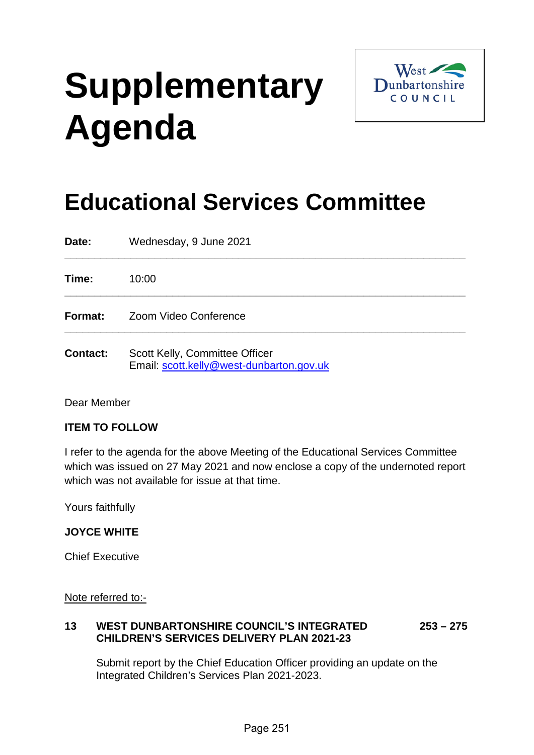# Supplementary Agenda

West Dunbartonshire COUNCIL

# Educational Services Committee

| | |
|---|---|
| **Date:** | Wednesday, 9 June 2021 |
| **Time:** | 10:00 |
| **Format:** | Zoom Video Conference |
| **Contact:** | Scott Kelly, Committee Officer<br>Email: scott.kelly@west-dunbarton.gov.uk |

Dear Member

**ITEM TO FOLLOW**

I refer to the agenda for the above Meeting of the Educational Services Committee which was issued on 27 May 2021 and now enclose a copy of the undernoted report which was not available for issue at that time.

Yours faithfully

**JOYCE WHITE**

Chief Executive

Note referred to:-

**13 WEST DUNBARTONSHIRE COUNCIL'S INTEGRATED CHILDREN'S SERVICES DELIVERY PLAN 2021-23** **253 – 275**

Submit report by the Chief Education Officer providing an update on the Integrated Children's Services Plan 2021-2023.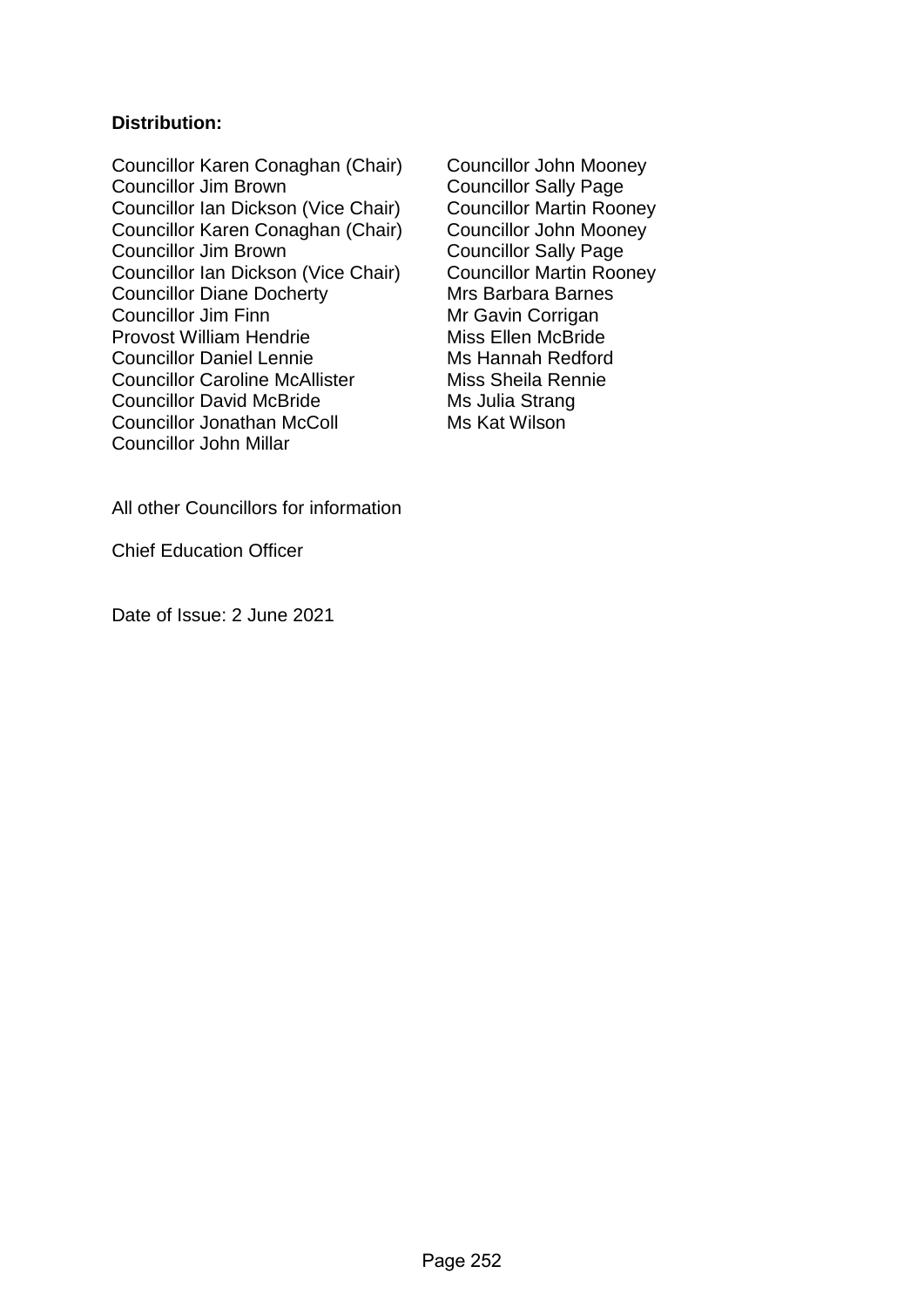**Distribution:**

Councillor Karen Conaghan (Chair)
Councillor Jim Brown
Councillor Ian Dickson (Vice Chair)
Councillor Karen Conaghan (Chair)
Councillor Jim Brown
Councillor Ian Dickson (Vice Chair)
Councillor Diane Docherty
Councillor Jim Finn
Provost William Hendrie
Councillor Daniel Lennie
Councillor Caroline McAllister
Councillor David McBride
Councillor Jonathan McColl
Councillor John Millar
Councillor John Mooney
Councillor Sally Page
Councillor Martin Rooney
Councillor John Mooney
Councillor Sally Page
Councillor Martin Rooney
Mrs Barbara Barnes
Mr Gavin Corrigan
Miss Ellen McBride
Ms Hannah Redford
Miss Sheila Rennie
Ms Julia Strang
Ms Kat Wilson

All other Councillors for information

Chief Education Officer

Date of Issue: 2 June 2021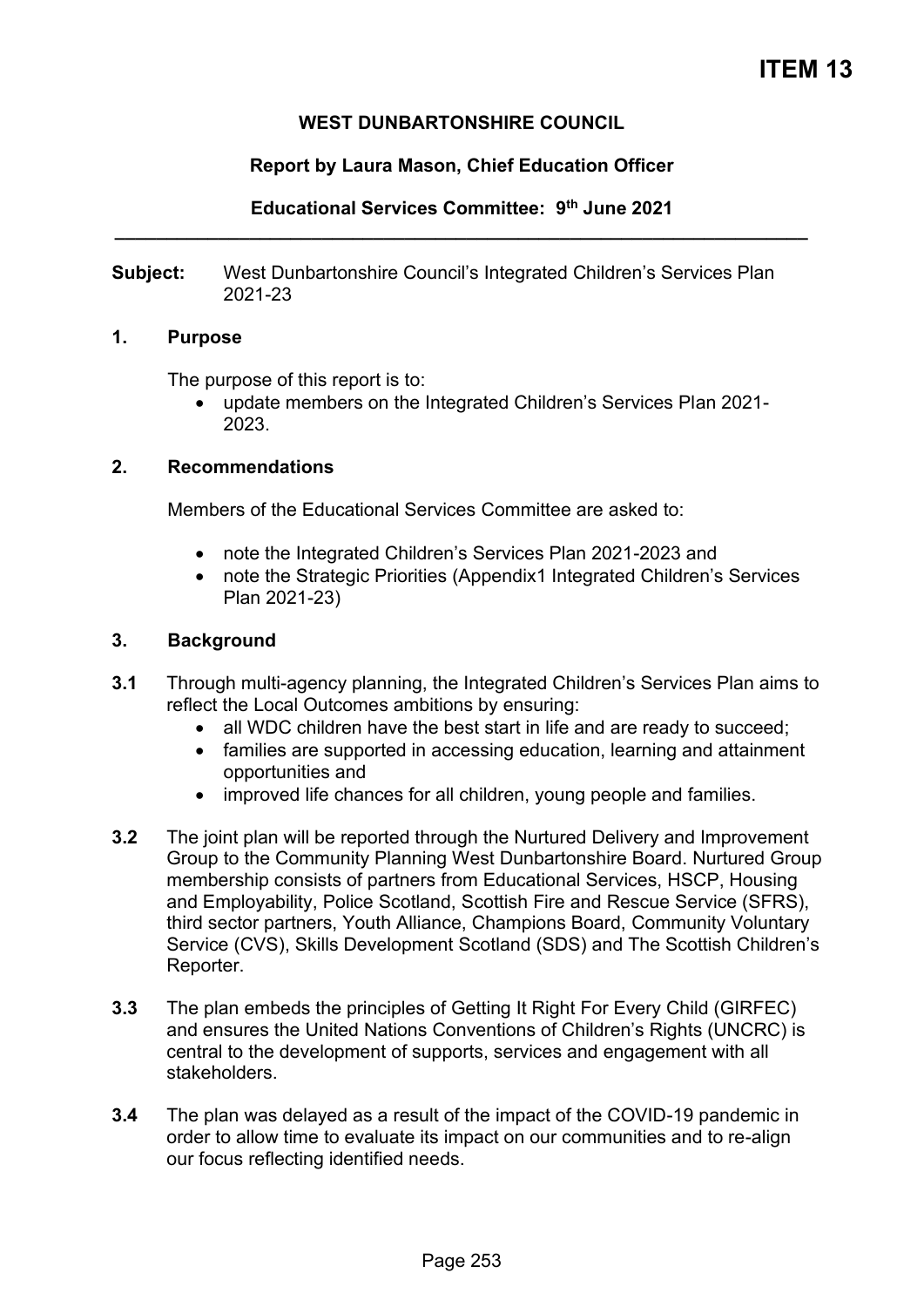# ITEM 13

**WEST DUNBARTONSHIRE COUNCIL**

**Report by Laura Mason, Chief Education Officer**

**Educational Services Committee: 9th June 2021**

---

**Subject:** West Dunbartonshire Council's Integrated Children's Services Plan 2021-23

## 1. Purpose

The purpose of this report is to:

- update members on the Integrated Children's Services Plan 2021-2023.

## 2. Recommendations

Members of the Educational Services Committee are asked to:

- note the Integrated Children's Services Plan 2021-2023 and
- note the Strategic Priorities (Appendix1 Integrated Children's Services Plan 2021-23)

## 3. Background

**3.1** Through multi-agency planning, the Integrated Children's Services Plan aims to reflect the Local Outcomes ambitions by ensuring:

- all WDC children have the best start in life and are ready to succeed;
- families are supported in accessing education, learning and attainment opportunities and
- improved life chances for all children, young people and families.

**3.2** The joint plan will be reported through the Nurtured Delivery and Improvement Group to the Community Planning West Dunbartonshire Board. Nurtured Group membership consists of partners from Educational Services, HSCP, Housing and Employability, Police Scotland, Scottish Fire and Rescue Service (SFRS), third sector partners, Youth Alliance, Champions Board, Community Voluntary Service (CVS), Skills Development Scotland (SDS) and The Scottish Children's Reporter.

**3.3** The plan embeds the principles of Getting It Right For Every Child (GIRFEC) and ensures the United Nations Conventions of Children's Rights (UNCRC) is central to the development of supports, services and engagement with all stakeholders.

**3.4** The plan was delayed as a result of the impact of the COVID-19 pandemic in order to allow time to evaluate its impact on our communities and to re-align our focus reflecting identified needs.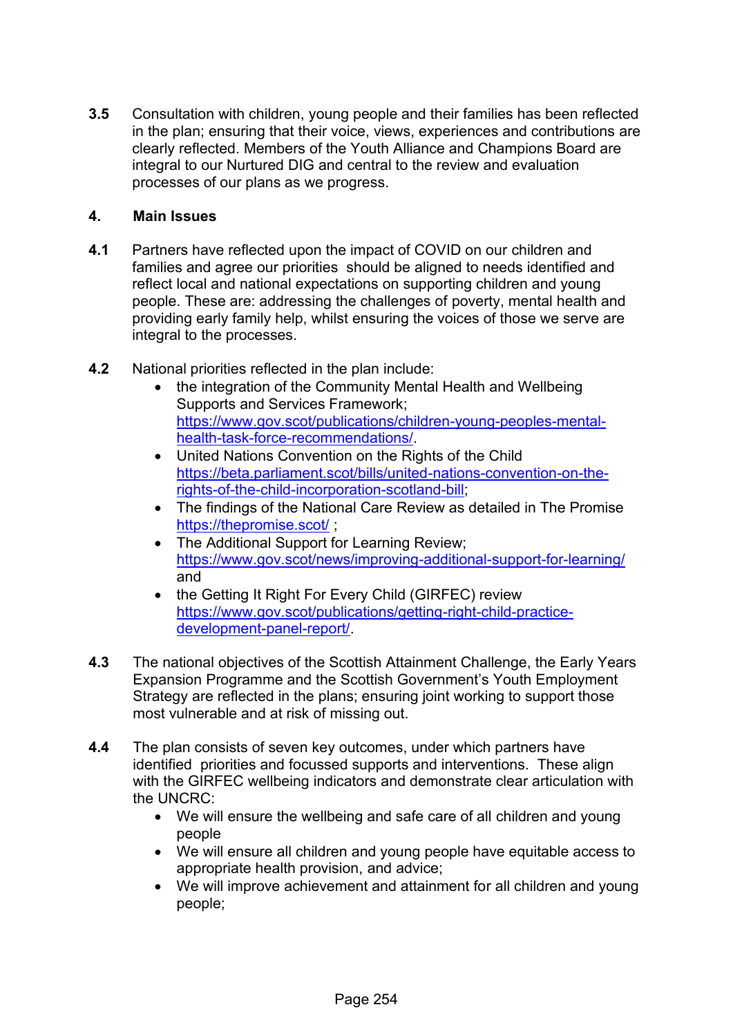**3.5** Consultation with children, young people and their families has been reflected in the plan; ensuring that their voice, views, experiences and contributions are clearly reflected. Members of the Youth Alliance and Champions Board are integral to our Nurtured DIG and central to the review and evaluation processes of our plans as we progress.

## 4. Main Issues

**4.1** Partners have reflected upon the impact of COVID on our children and families and agree our priorities should be aligned to needs identified and reflect local and national expectations on supporting children and young people. These are: addressing the challenges of poverty, mental health and providing early family help, whilst ensuring the voices of those we serve are integral to the processes.

**4.2** National priorities reflected in the plan include:

- the integration of the Community Mental Health and Wellbeing Supports and Services Framework; [https://www.gov.scot/publications/children-young-peoples-mental-health-task-force-recommendations/](https://www.gov.scot/publications/children-young-peoples-mental-health-task-force-recommendations/).
- United Nations Convention on the Rights of the Child [https://beta.parliament.scot/bills/united-nations-convention-on-the-rights-of-the-child-incorporation-scotland-bill](https://beta.parliament.scot/bills/united-nations-convention-on-the-rights-of-the-child-incorporation-scotland-bill);
- The findings of the National Care Review as detailed in The Promise [https://thepromise.scot/](https://thepromise.scot/) ;
- The Additional Support for Learning Review; [https://www.gov.scot/news/improving-additional-support-for-learning/](https://www.gov.scot/news/improving-additional-support-for-learning/) and
- the Getting It Right For Every Child (GIRFEC) review [https://www.gov.scot/publications/getting-right-child-practice-development-panel-report/](https://www.gov.scot/publications/getting-right-child-practice-development-panel-report/).

**4.3** The national objectives of the Scottish Attainment Challenge, the Early Years Expansion Programme and the Scottish Government's Youth Employment Strategy are reflected in the plans; ensuring joint working to support those most vulnerable and at risk of missing out.

**4.4** The plan consists of seven key outcomes, under which partners have identified priorities and focussed supports and interventions. These align with the GIRFEC wellbeing indicators and demonstrate clear articulation with the UNCRC:

- We will ensure the wellbeing and safe care of all children and young people
- We will ensure all children and young people have equitable access to appropriate health provision, and advice;
- We will improve achievement and attainment for all children and young people;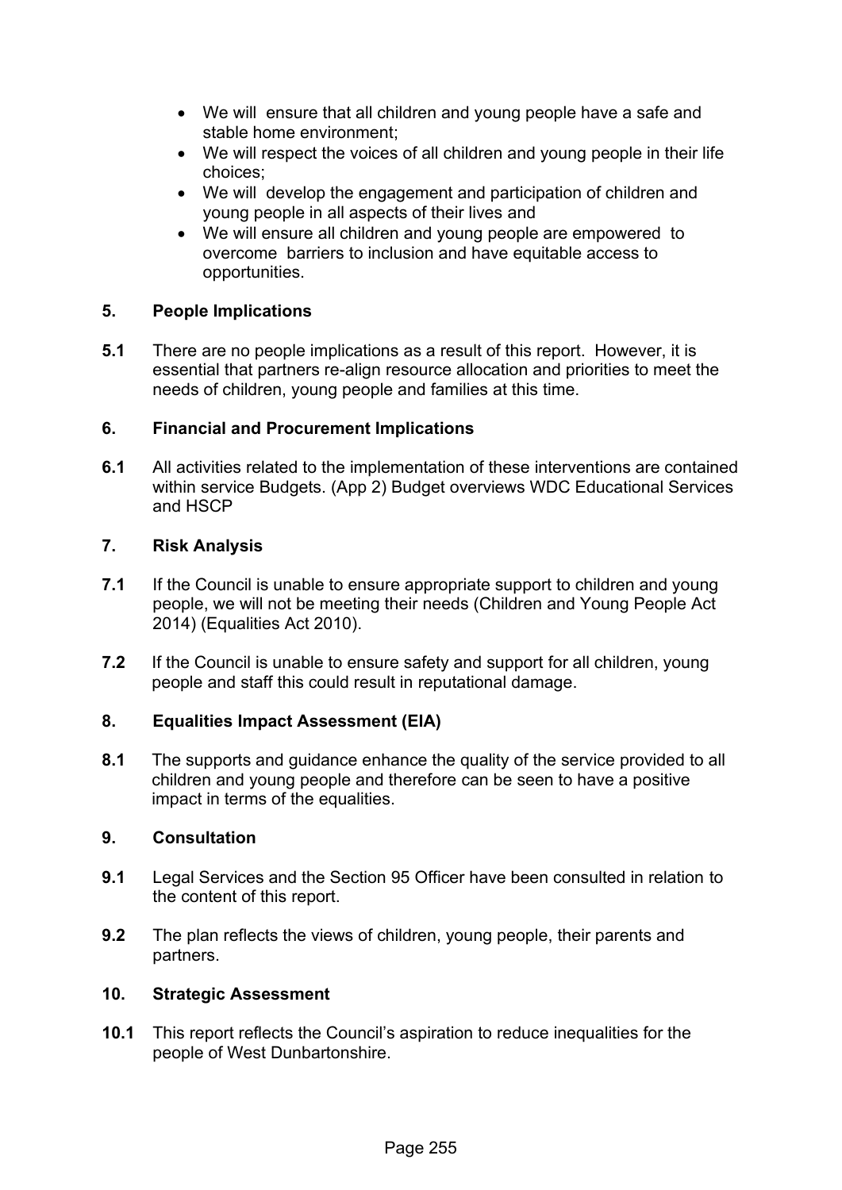- We will  ensure that all children and young people have a safe and stable home environment;
- We will respect the voices of all children and young people in their life choices;
- We will  develop the engagement and participation of children and young people in all aspects of their lives and
- We will ensure all children and young people are empowered  to overcome  barriers to inclusion and have equitable access to opportunities.

## 5. People Implications

**5.1** There are no people implications as a result of this report.  However, it is essential that partners re-align resource allocation and priorities to meet the needs of children, young people and families at this time.

## 6. Financial and Procurement Implications

**6.1** All activities related to the implementation of these interventions are contained within service Budgets. (App 2) Budget overviews WDC Educational Services and HSCP

## 7. Risk Analysis

**7.1** If the Council is unable to ensure appropriate support to children and young people, we will not be meeting their needs (Children and Young People Act 2014) (Equalities Act 2010).

**7.2** If the Council is unable to ensure safety and support for all children, young people and staff this could result in reputational damage.

## 8. Equalities Impact Assessment (EIA)

**8.1** The supports and guidance enhance the quality of the service provided to all children and young people and therefore can be seen to have a positive impact in terms of the equalities.

## 9. Consultation

**9.1** Legal Services and the Section 95 Officer have been consulted in relation to the content of this report.

**9.2** The plan reflects the views of children, young people, their parents and partners.

## 10. Strategic Assessment

**10.1** This report reflects the Council's aspiration to reduce inequalities for the people of West Dunbartonshire.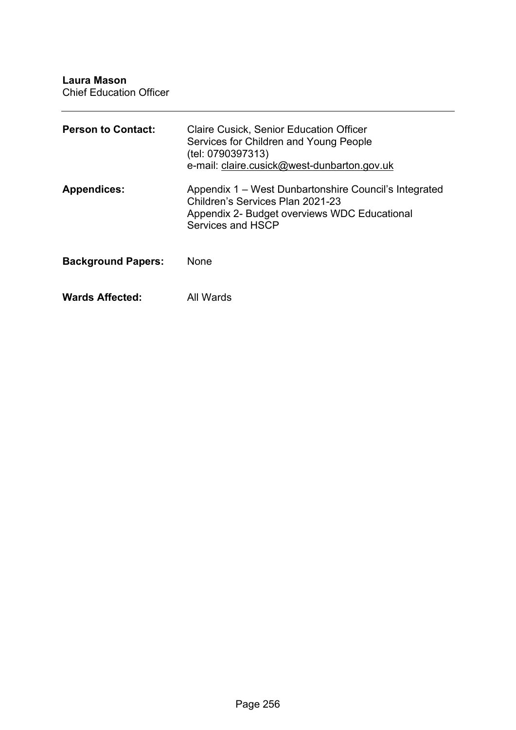**Laura Mason**
Chief Education Officer

---

| | |
|---|---|
| **Person to Contact:** | Claire Cusick, Senior Education Officer<br>Services for Children and Young People<br>(tel: 0790397313)<br>e-mail: claire.cusick@west-dunbarton.gov.uk |
| **Appendices:** | Appendix 1 – West Dunbartonshire Council's Integrated Children's Services Plan 2021-23<br>Appendix 2- Budget overviews WDC Educational Services and HSCP |
| **Background Papers:** | None |
| **Wards Affected:** | All Wards |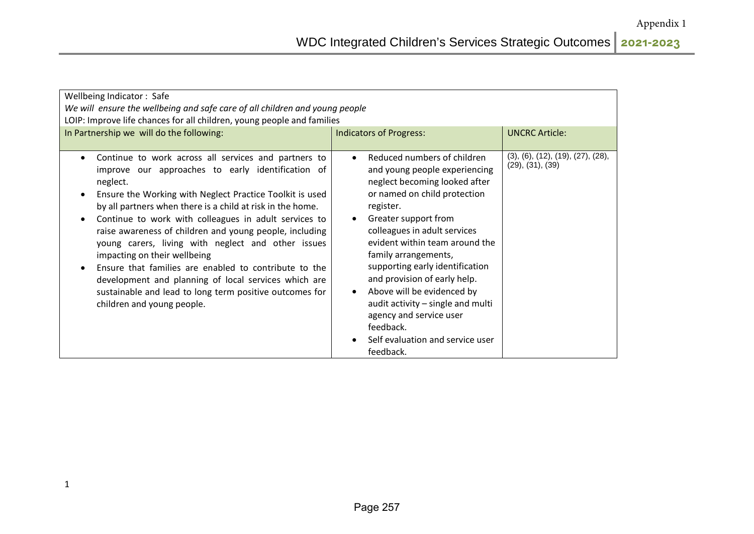Appendix 1

WDC Integrated Children's Services Strategic Outcomes **2021-2023**

| Wellbeing Indicator : Safe<br>*We will ensure the wellbeing and safe care of all children and young people*<br>LOIP: Improve life chances for all children, young people and families | | |
|---|---|---|
| In Partnership we will do the following: | Indicators of Progress: | UNCRC Article: |
| • Continue to work across all services and partners to improve our approaches to early identification of neglect.<br>• Ensure the Working with Neglect Practice Toolkit is used by all partners when there is a child at risk in the home.<br>• Continue to work with colleagues in adult services to raise awareness of children and young people, including young carers, living with neglect and other issues impacting on their wellbeing<br>• Ensure that families are enabled to contribute to the development and planning of local services which are sustainable and lead to long term positive outcomes for children and young people. | • Reduced numbers of children and young people experiencing neglect becoming looked after or named on child protection register.<br>• Greater support from colleagues in adult services evident within team around the family arrangements, supporting early identification and provision of early help.<br>• Above will be evidenced by audit activity – single and multi agency and service user feedback.<br>• Self evaluation and service user feedback. | (3), (6), (12), (19), (27), (28), (29), (31), (39) |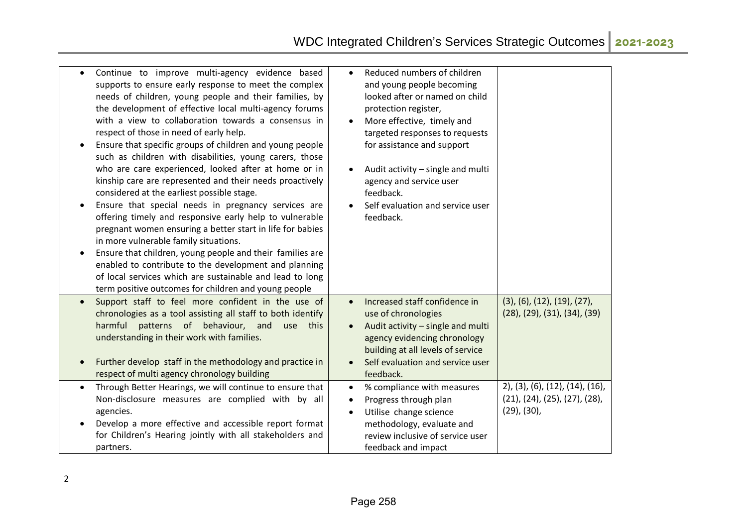| | | |
|---|---|---|
| • Continue to improve multi-agency evidence based supports to ensure early response to meet the complex needs of children, young people and their families, by the development of effective local multi-agency forums with a view to collaboration towards a consensus in respect of those in need of early help.<br>• Ensure that specific groups of children and young people such as children with disabilities, young carers, those who are care experienced, looked after at home or in kinship care are represented and their needs proactively considered at the earliest possible stage.<br>• Ensure that special needs in pregnancy services are offering timely and responsive early help to vulnerable pregnant women ensuring a better start in life for babies in more vulnerable family situations.<br>• Ensure that children, young people and their families are enabled to contribute to the development and planning of local services which are sustainable and lead to long term positive outcomes for children and young people | • Reduced numbers of children and young people becoming looked after or named on child protection register,<br>• More effective, timely and targeted responses to requests for assistance and support<br>• Audit activity – single and multi agency and service user feedback.<br>• Self evaluation and service user feedback. | |
| • Support staff to feel more confident in the use of chronologies as a tool assisting all staff to both identify harmful patterns of behaviour, and use this understanding in their work with families.<br>• Further develop staff in the methodology and practice in respect of multi agency chronology building | • Increased staff confidence in use of chronologies<br>• Audit activity – single and multi agency evidencing chronology building at all levels of service<br>• Self evaluation and service user feedback. | (3), (6), (12), (19), (27), (28), (29), (31), (34), (39) |
| • Through Better Hearings, we will continue to ensure that Non-disclosure measures are complied with by all agencies.<br>• Develop a more effective and accessible report format for Children's Hearing jointly with all stakeholders and partners. | • % compliance with measures<br>• Progress through plan<br>• Utilise change science methodology, evaluate and review inclusive of service user feedback and impact | 2), (3), (6), (12), (14), (16), (21), (24), (25), (27), (28), (29), (30), |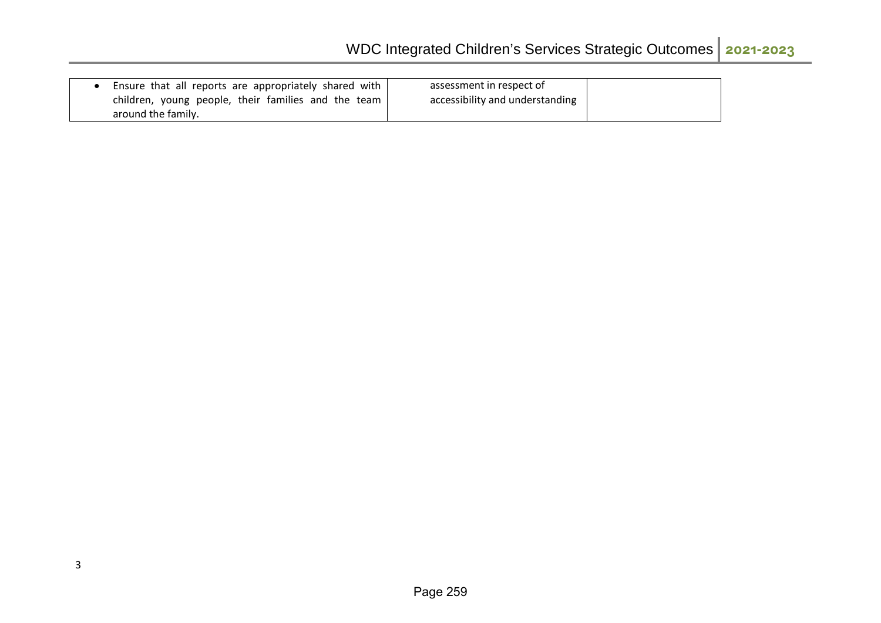| | | |
|---|---|---|
| • Ensure that all reports are appropriately shared with children, young people, their families and the team around the family. | assessment in respect of accessibility and understanding | |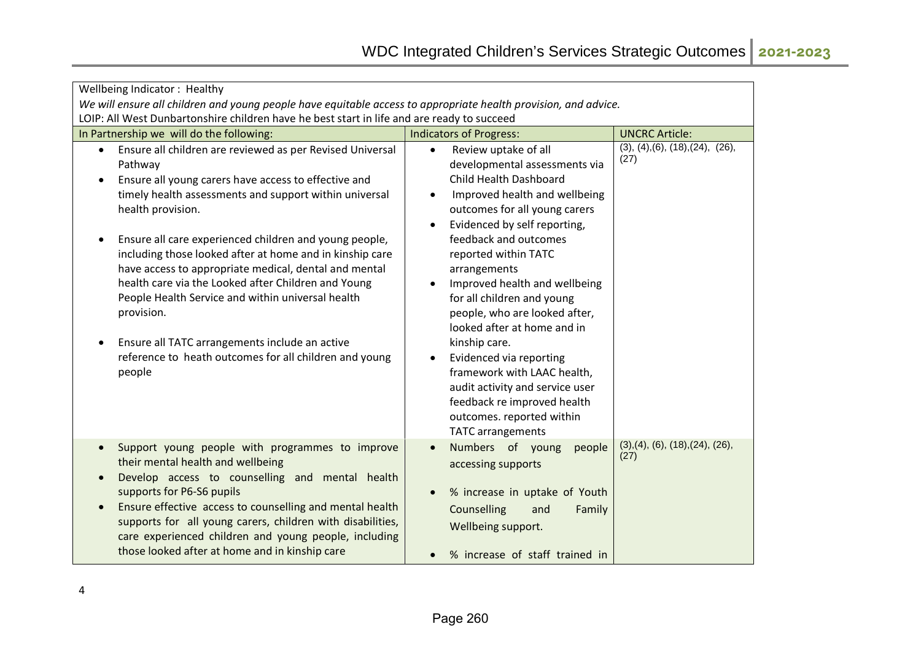Wellbeing Indicator : Healthy

*We will ensure all children and young people have equitable access to appropriate health provision, and advice.*

LOIP: All West Dunbartonshire children have he best start in life and are ready to succeed

| In Partnership we will do the following: | Indicators of Progress: | UNCRC Article: |
|---|---|---|
| • Ensure all children are reviewed as per Revised Universal Pathway<br>• Ensure all young carers have access to effective and timely health assessments and support within universal health provision.<br>• Ensure all care experienced children and young people, including those looked after at home and in kinship care have access to appropriate medical, dental and mental health care via the Looked after Children and Young People Health Service and within universal health provision.<br>• Ensure all TATC arrangements include an active reference to heath outcomes for all children and young people | • Review uptake of all developmental assessments via Child Health Dashboard<br>• Improved health and wellbeing outcomes for all young carers<br>• Evidenced by self reporting, feedback and outcomes reported within TATC arrangements<br>• Improved health and wellbeing for all children and young people, who are looked after, looked after at home and in kinship care.<br>• Evidenced via reporting framework with LAAC health, audit activity and service user feedback re improved health outcomes. reported within TATC arrangements | (3), (4),(6), (18),(24), (26), (27) |
| • Support young people with programmes to improve their mental health and wellbeing<br>• Develop access to counselling and mental health supports for P6-S6 pupils<br>• Ensure effective access to counselling and mental health supports for all young carers, children with disabilities, care experienced children and young people, including those looked after at home and in kinship care | • Numbers of young people accessing supports<br>• % increase in uptake of Youth Counselling and Family Wellbeing support.<br>• % increase of staff trained in | (3),(4), (6), (18),(24), (26), (27) |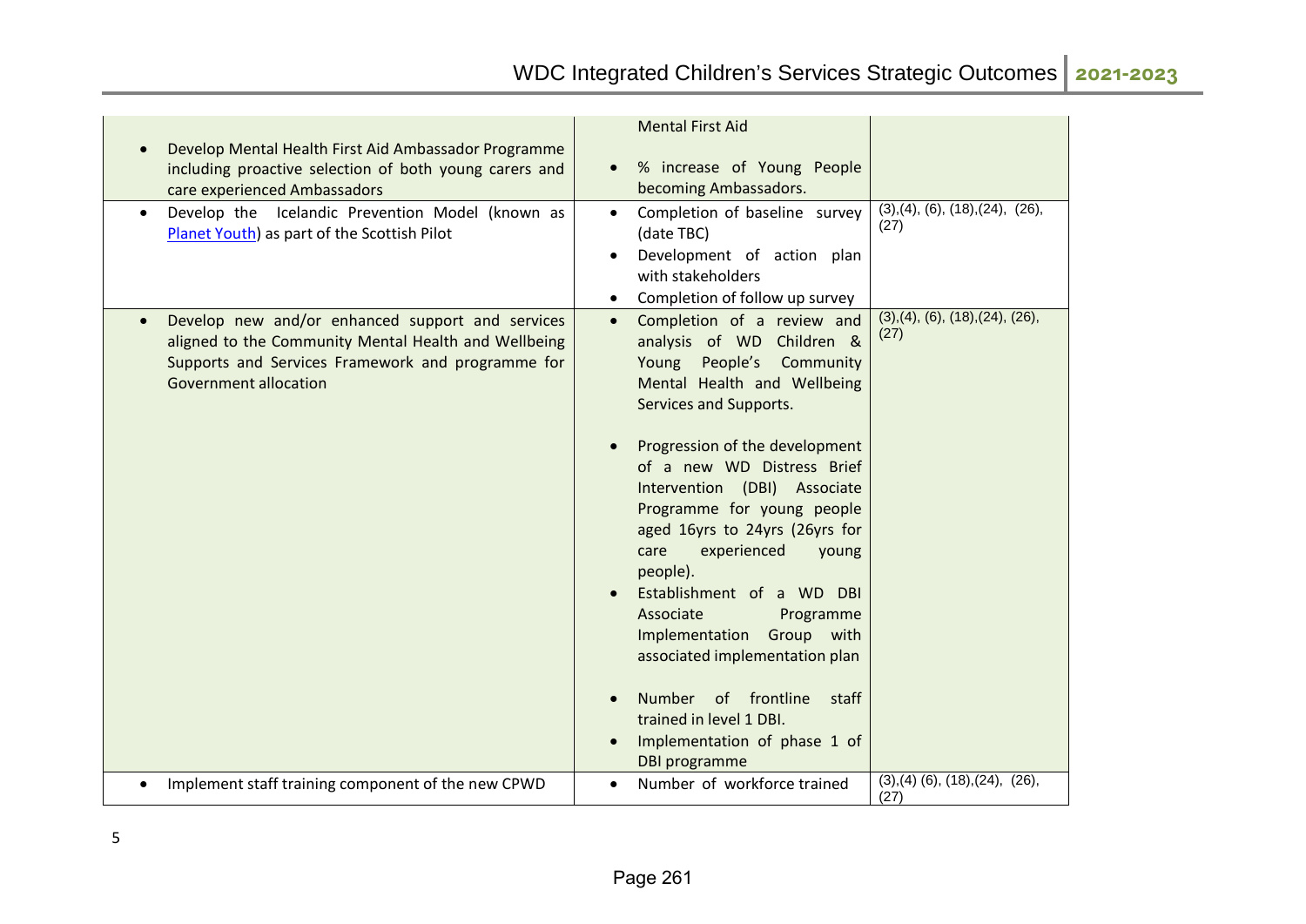| | | |
|---|---|---|
| • Develop Mental Health First Aid Ambassador Programme including proactive selection of both young carers and care experienced Ambassadors | Mental First Aid<br>• % increase of Young People becoming Ambassadors. | |
| • Develop the Icelandic Prevention Model (known as Planet Youth) as part of the Scottish Pilot | • Completion of baseline survey (date TBC)<br>• Development of action plan with stakeholders<br>• Completion of follow up survey | (3),(4), (6), (18),(24), (26), (27) |
| • Develop new and/or enhanced support and services aligned to the Community Mental Health and Wellbeing Supports and Services Framework and programme for Government allocation | • Completion of a review and analysis of WD Children & Young People's Community Mental Health and Wellbeing Services and Supports.<br><br>• Progression of the development of a new WD Distress Brief Intervention (DBI) Associate Programme for young people aged 16yrs to 24yrs (26yrs for care experienced young people).<br>• Establishment of a WD DBI Associate Programme Implementation Group with associated implementation plan<br><br>• Number of frontline staff trained in level 1 DBI.<br>• Implementation of phase 1 of DBI programme | (3),(4), (6), (18),(24), (26), (27) |
| • Implement staff training component of the new CPWD | • Number of workforce trained | (3),(4) (6), (18),(24), (26), (27) |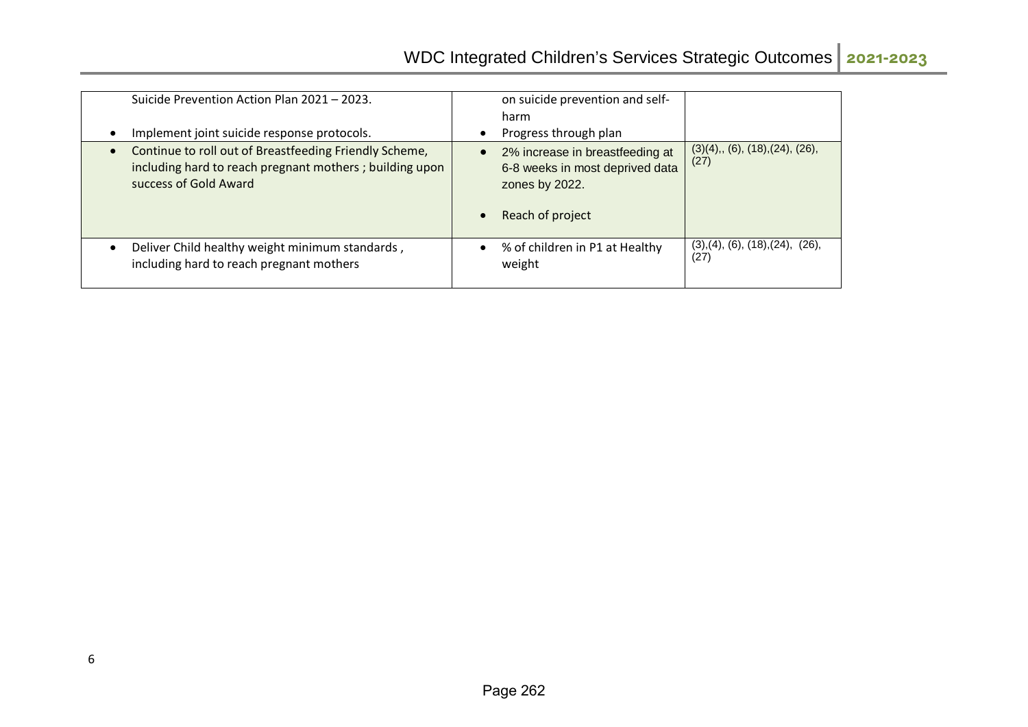| | | |
|---|---|---|
| Suicide Prevention Action Plan 2021 – 2023.<br>• Implement joint suicide response protocols. | on suicide prevention and self-harm<br>• Progress through plan | |
| • Continue to roll out of Breastfeeding Friendly Scheme, including hard to reach pregnant mothers ; building upon success of Gold Award | • 2% increase in breastfeeding at 6-8 weeks in most deprived data zones by 2022.<br>• Reach of project | (3)(4),, (6), (18),(24), (26), (27) |
| • Deliver Child healthy weight minimum standards , including hard to reach pregnant mothers | • % of children in P1 at Healthy weight | (3),(4), (6), (18),(24), (26), (27) |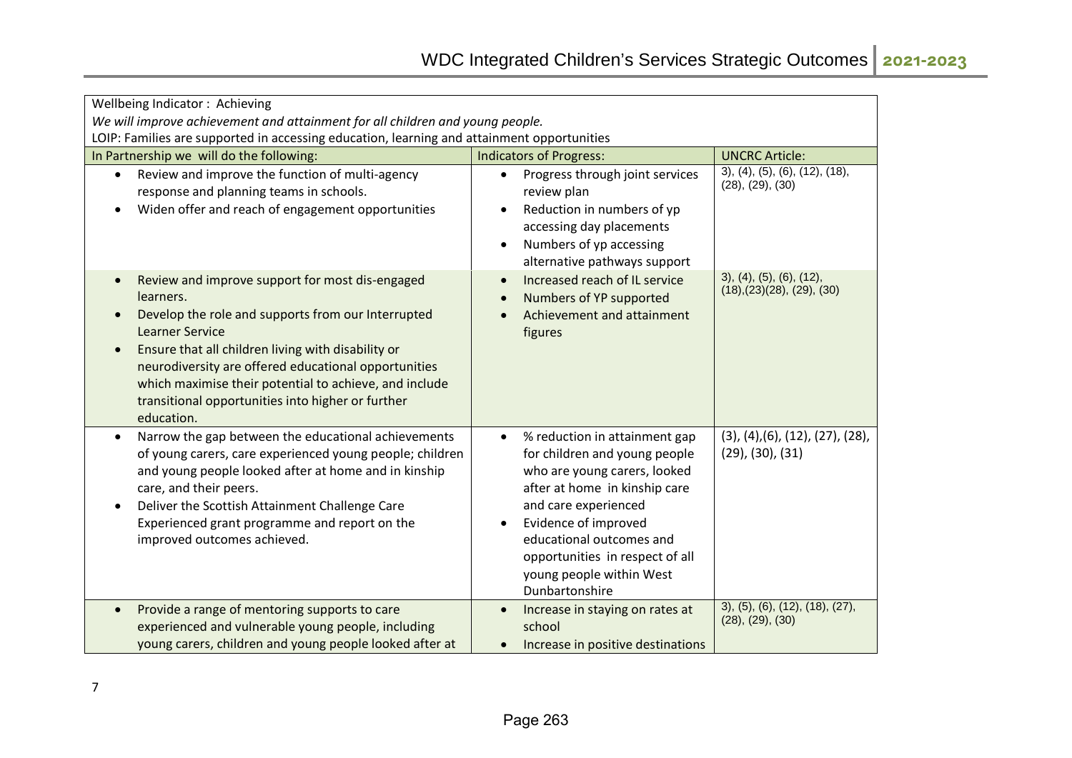| Wellbeing Indicator : Achieving<br>*We will improve achievement and attainment for all children and young people.*<br>LOIP: Families are supported in accessing education, learning and attainment opportunities | | |
|---|---|---|
| **In Partnership we will do the following:** | **Indicators of Progress:** | **UNCRC Article:** |
| • Review and improve the function of multi-agency response and planning teams in schools.<br>• Widen offer and reach of engagement opportunities | • Progress through joint services review plan<br>• Reduction in numbers of yp accessing day placements<br>• Numbers of yp accessing alternative pathways support | 3), (4), (5), (6), (12), (18), (28), (29), (30) |
| • Review and improve support for most dis-engaged learners.<br>• Develop the role and supports from our Interrupted Learner Service<br>• Ensure that all children living with disability or neurodiversity are offered educational opportunities which maximise their potential to achieve, and include transitional opportunities into higher or further education. | • Increased reach of IL service<br>• Numbers of YP supported<br>• Achievement and attainment figures | 3), (4), (5), (6), (12), (18),(23)(28), (29), (30) |
| • Narrow the gap between the educational achievements of young carers, care experienced young people; children and young people looked after at home and in kinship care, and their peers.<br>• Deliver the Scottish Attainment Challenge Care Experienced grant programme and report on the improved outcomes achieved. | • % reduction in attainment gap for children and young people who are young carers, looked after at home in kinship care and care experienced<br>• Evidence of improved educational outcomes and opportunities in respect of all young people within West Dunbartonshire | (3), (4),(6), (12), (27), (28), (29), (30), (31) |
| • Provide a range of mentoring supports to care experienced and vulnerable young people, including young carers, children and young people looked after at | • Increase in staying on rates at school<br>• Increase in positive destinations | 3), (5), (6), (12), (18), (27), (28), (29), (30) |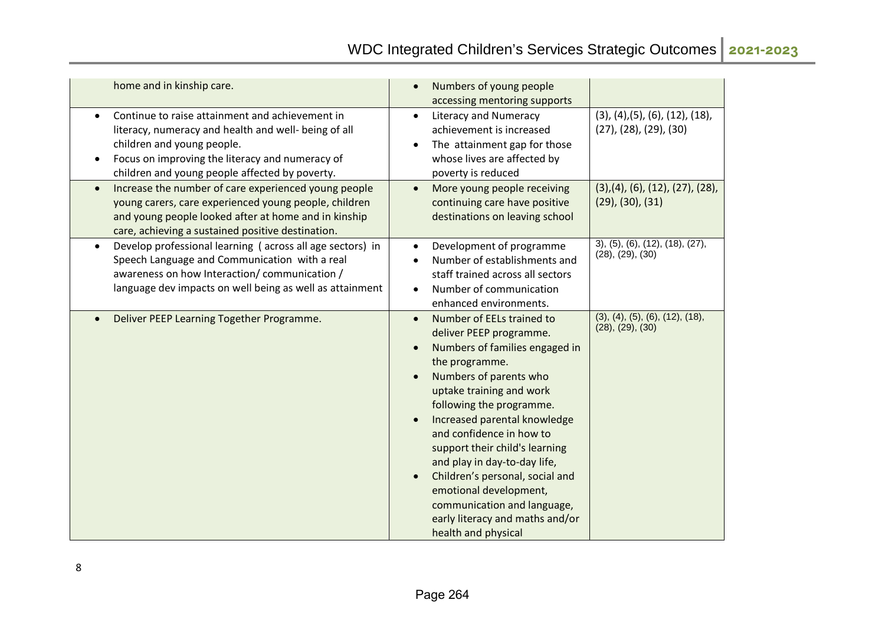| | | |
|---|---|---|
| home and in kinship care. | • Numbers of young people accessing mentoring supports | |
| • Continue to raise attainment and achievement in literacy, numeracy and health and well- being of all children and young people.<br>• Focus on improving the literacy and numeracy of children and young people affected by poverty. | • Literacy and Numeracy achievement is increased<br>• The attainment gap for those whose lives are affected by poverty is reduced | (3), (4),(5), (6), (12), (18), (27), (28), (29), (30) |
| • Increase the number of care experienced young people young carers, care experienced young people, children and young people looked after at home and in kinship care, achieving a sustained positive destination. | • More young people receiving continuing care have positive destinations on leaving school | (3),(4), (6), (12), (27), (28), (29), (30), (31) |
| • Develop professional learning ( across all age sectors) in Speech Language and Communication with a real awareness on how Interaction/ communication / language dev impacts on well being as well as attainment | • Development of programme<br>• Number of establishments and staff trained across all sectors<br>• Number of communication enhanced environments. | 3), (5), (6), (12), (18), (27), (28), (29), (30) |
| • Deliver PEEP Learning Together Programme. | • Number of EELs trained to deliver PEEP programme.<br>• Numbers of families engaged in the programme.<br>• Numbers of parents who uptake training and work following the programme.<br>• Increased parental knowledge and confidence in how to support their child's learning and play in day-to-day life,<br>• Children's personal, social and emotional development, communication and language, early literacy and maths and/or health and physical | (3), (4), (5), (6), (12), (18), (28), (29), (30) |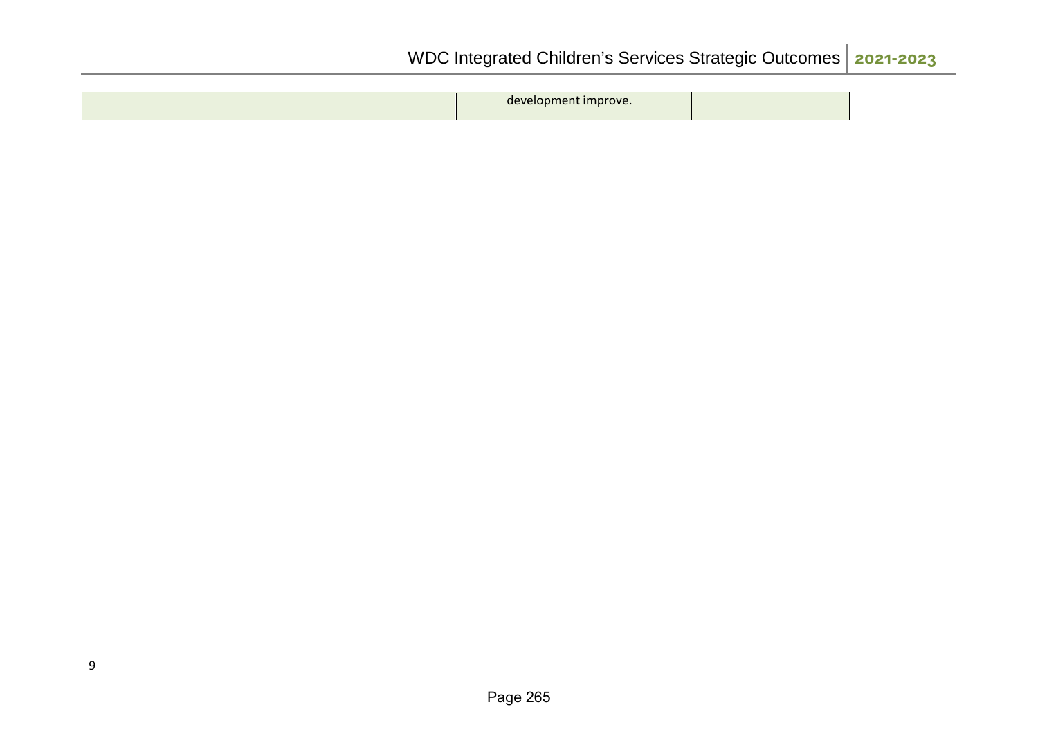|  | development improve. |  |
|---|---|---|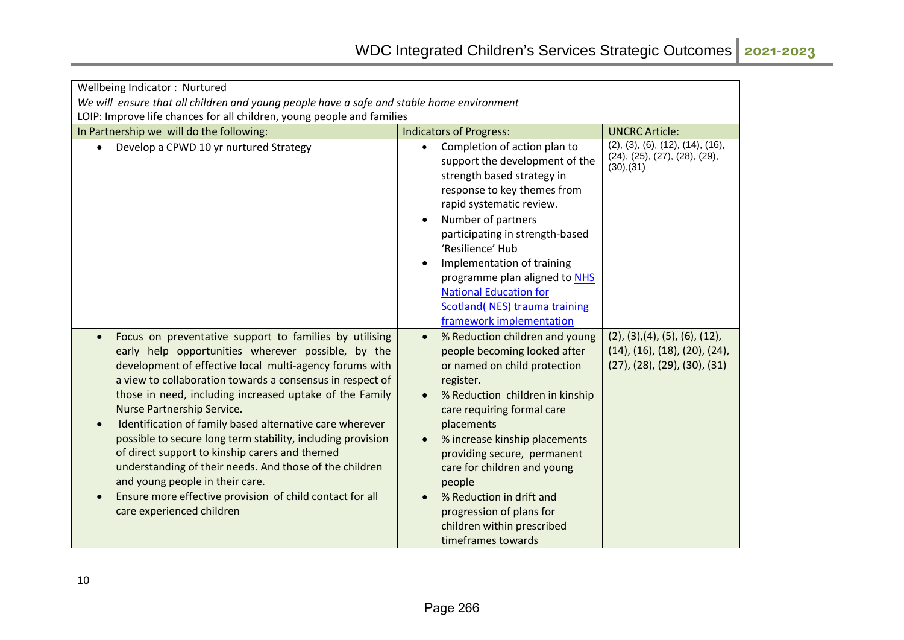| Wellbeing Indicator : Nurtured<br>*We will ensure that all children and young people have a safe and stable home environment*<br>LOIP: Improve life chances for all children, young people and families | | |
|---|---|---|
| **In Partnership we will do the following:** | **Indicators of Progress:** | **UNCRC Article:** |
| • Develop a CPWD 10 yr nurtured Strategy | • Completion of action plan to support the development of the strength based strategy in response to key themes from rapid systematic review.<br>• Number of partners participating in strength-based 'Resilience' Hub<br>• Implementation of training programme plan aligned to [NHS National Education for Scotland( NES) trauma training framework implementation]() | (2), (3), (6), (12), (14), (16), (24), (25), (27), (28), (29), (30),(31) |
| • Focus on preventative support to families by utilising early help opportunities wherever possible, by the development of effective local multi-agency forums with a view to collaboration towards a consensus in respect of those in need, including increased uptake of the Family Nurse Partnership Service.<br>• Identification of family based alternative care wherever possible to secure long term stability, including provision of direct support to kinship carers and themed understanding of their needs. And those of the children and young people in their care.<br>• Ensure more effective provision of child contact for all care experienced children | • % Reduction children and young people becoming looked after or named on child protection register.<br>• % Reduction children in kinship care requiring formal care placements<br>• % increase kinship placements providing secure, permanent care for children and young people<br>• % Reduction in drift and progression of plans for children within prescribed timeframes towards | (2), (3),(4), (5), (6), (12), (14), (16), (18), (20), (24), (27), (28), (29), (30), (31) |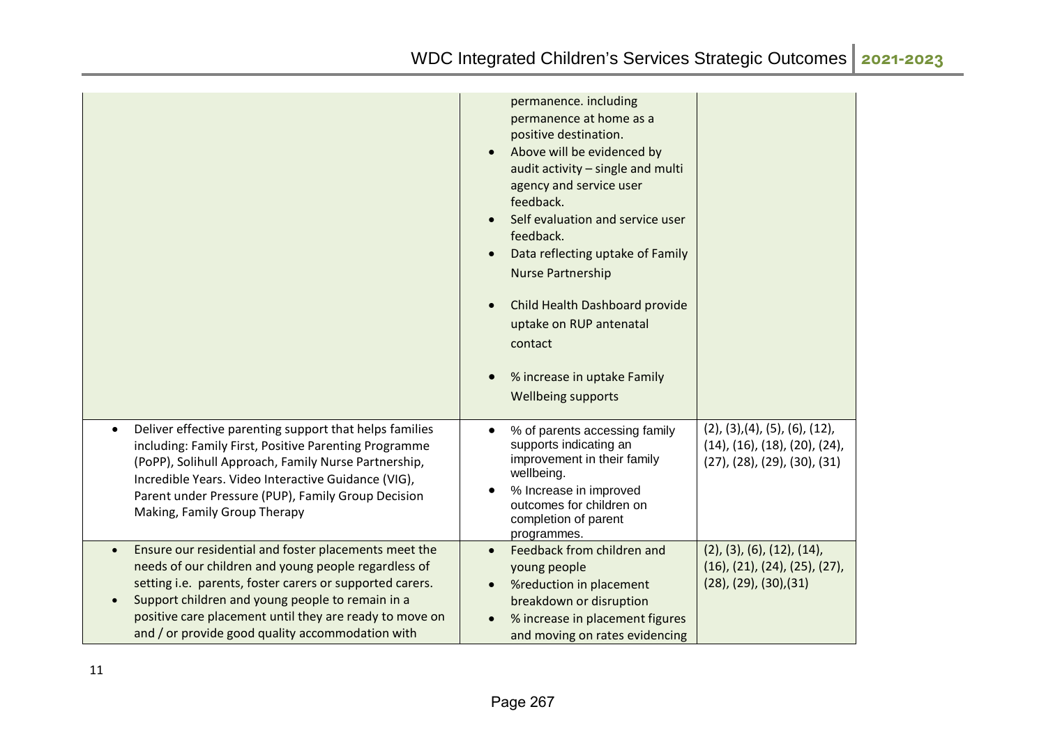| | | |
|---|---|---|
| | permanence. including permanence at home as a positive destination.<br>• Above will be evidenced by audit activity – single and multi agency and service user feedback.<br>• Self evaluation and service user feedback.<br>• Data reflecting uptake of Family Nurse Partnership<br>• Child Health Dashboard provide uptake on RUP antenatal contact<br>• % increase in uptake Family Wellbeing supports | |
| • Deliver effective parenting support that helps families including: Family First, Positive Parenting Programme (PoPP), Solihull Approach, Family Nurse Partnership, Incredible Years. Video Interactive Guidance (VIG), Parent under Pressure (PUP), Family Group Decision Making, Family Group Therapy | • % of parents accessing family supports indicating an improvement in their family wellbeing.<br>• % Increase in improved outcomes for children on completion of parent programmes. | (2), (3),(4), (5), (6), (12), (14), (16), (18), (20), (24), (27), (28), (29), (30), (31) |
| • Ensure our residential and foster placements meet the needs of our children and young people regardless of setting i.e. parents, foster carers or supported carers.<br>• Support children and young people to remain in a positive care placement until they are ready to move on and / or provide good quality accommodation with | • Feedback from children and young people<br>• %reduction in placement breakdown or disruption<br>• % increase in placement figures and moving on rates evidencing | (2), (3), (6), (12), (14), (16), (21), (24), (25), (27), (28), (29), (30),(31) |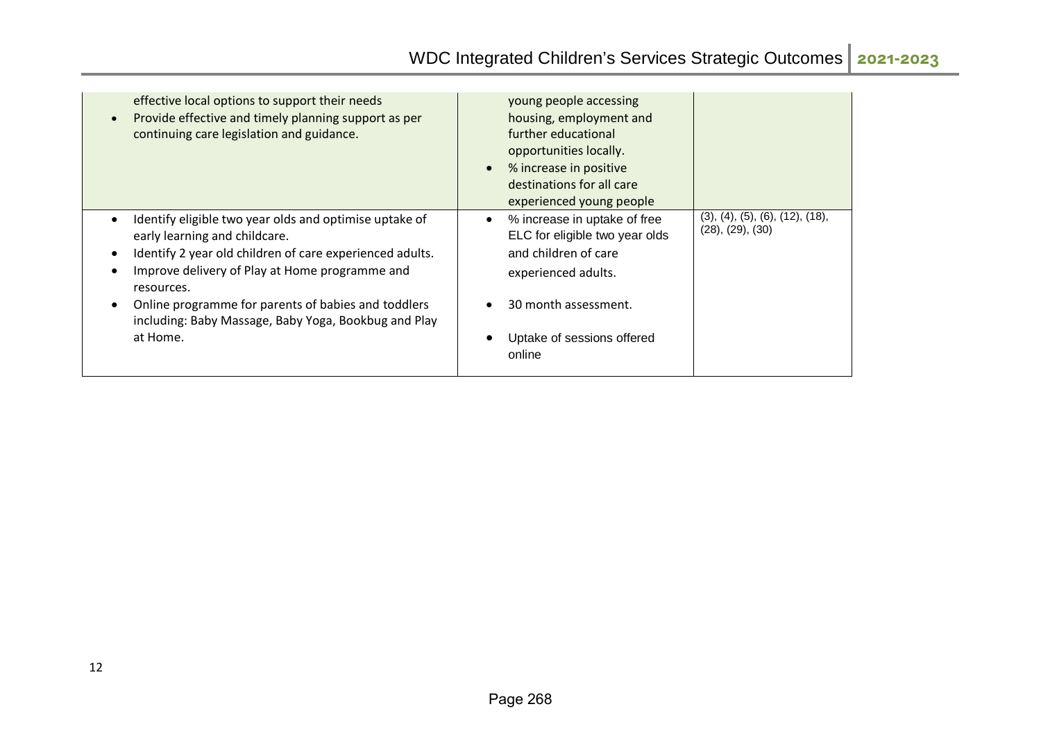| | | |
|---|---|---|
| effective local options to support their needs<br>• Provide effective and timely planning support as per continuing care legislation and guidance. | young people accessing housing, employment and further educational opportunities locally.<br>• % increase in positive destinations for all care experienced young people | |
| • Identify eligible two year olds and optimise uptake of early learning and childcare.<br>• Identify 2 year old children of care experienced adults.<br>• Improve delivery of Play at Home programme and resources.<br>• Online programme for parents of babies and toddlers including: Baby Massage, Baby Yoga, Bookbug and Play at Home. | • % increase in uptake of free ELC for eligible two year olds and children of care experienced adults.<br>• 30 month assessment.<br>• Uptake of sessions offered online | (3), (4), (5), (6), (12), (18), (28), (29), (30) |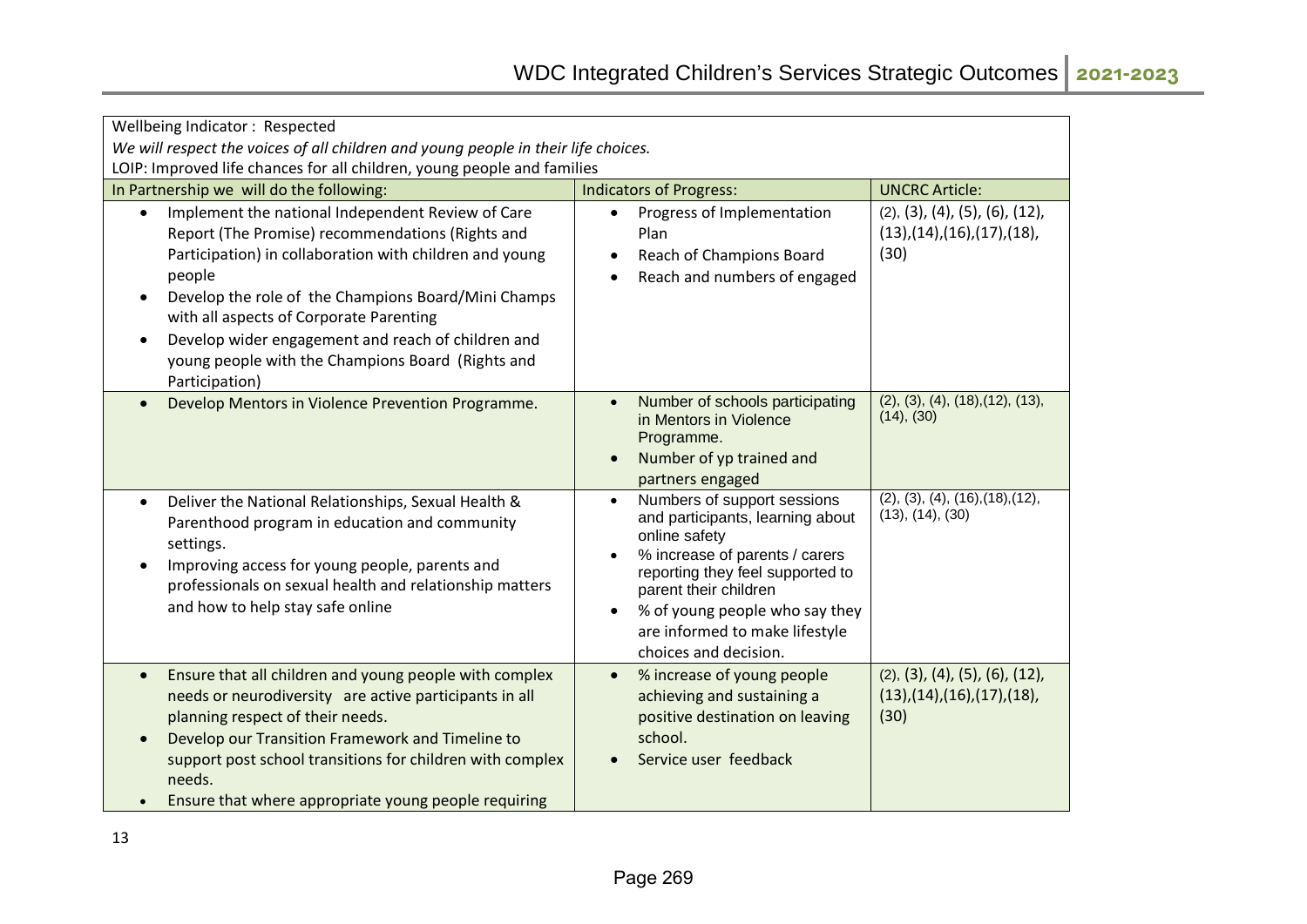| Wellbeing Indicator : Respected<br>*We will respect the voices of all children and young people in their life choices.*<br>LOIP: Improved life chances for all children, young people and families | | |
|---|---|---|
| In Partnership we will do the following: | Indicators of Progress: | UNCRC Article: |
| • Implement the national Independent Review of Care Report (The Promise) recommendations (Rights and Participation) in collaboration with children and young people<br>• Develop the role of the Champions Board/Mini Champs with all aspects of Corporate Parenting<br>• Develop wider engagement and reach of children and young people with the Champions Board (Rights and Participation) | • Progress of Implementation Plan<br>• Reach of Champions Board<br>• Reach and numbers of engaged | (2), (3), (4), (5), (6), (12), (13),(14),(16),(17),(18), (30) |
| • Develop Mentors in Violence Prevention Programme. | • Number of schools participating in Mentors in Violence Programme.<br>• Number of yp trained and partners engaged | (2), (3), (4), (18),(12), (13), (14), (30) |
| • Deliver the National Relationships, Sexual Health & Parenthood program in education and community settings.<br>• Improving access for young people, parents and professionals on sexual health and relationship matters and how to help stay safe online | • Numbers of support sessions and participants, learning about online safety<br>• % increase of parents / carers reporting they feel supported to parent their children<br>• % of young people who say they are informed to make lifestyle choices and decision. | (2), (3), (4), (16),(18),(12), (13), (14), (30) |
| • Ensure that all children and young people with complex needs or neurodiversity are active participants in all planning respect of their needs.<br>• Develop our Transition Framework and Timeline to support post school transitions for children with complex needs.<br>• Ensure that where appropriate young people requiring | • % increase of young people achieving and sustaining a positive destination on leaving school.<br>• Service user feedback | (2), (3), (4), (5), (6), (12), (13),(14),(16),(17),(18), (30) |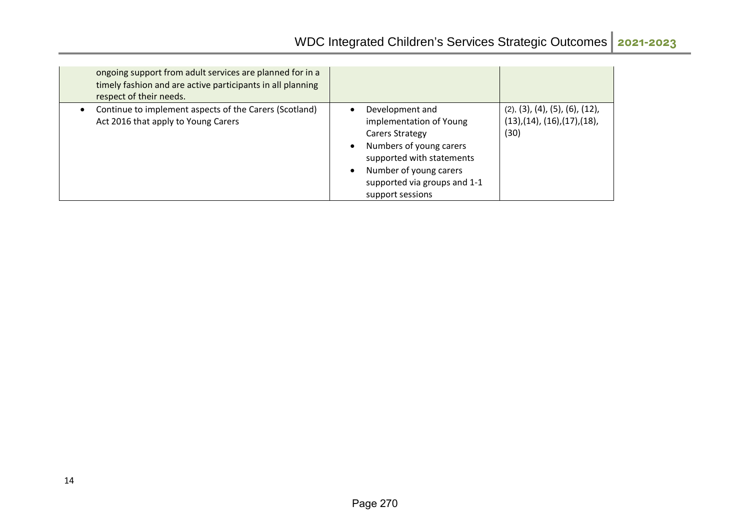| | | |
|---|---|---|
| ongoing support from adult services are planned for in a timely fashion and are active participants in all planning respect of their needs. | | |
| • Continue to implement aspects of the Carers (Scotland) Act 2016 that apply to Young Carers | • Development and implementation of Young Carers Strategy<br>• Numbers of young carers supported with statements<br>• Number of young carers supported via groups and 1-1 support sessions | (2), (3), (4), (5), (6), (12), (13),(14), (16),(17),(18), (30) |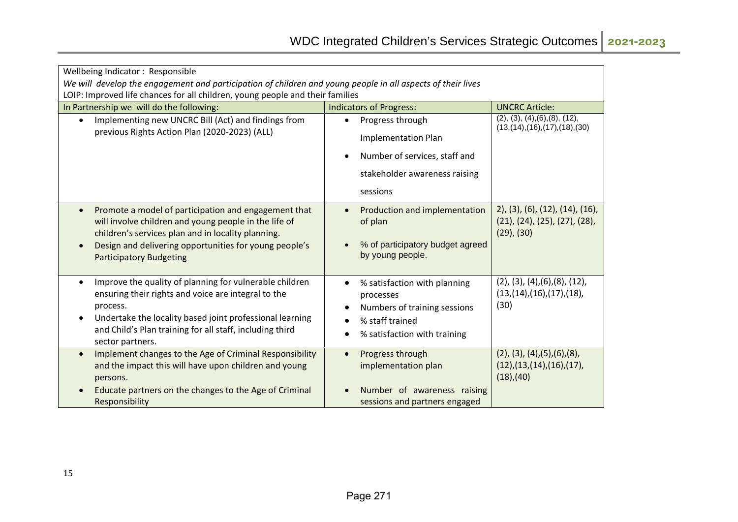| Wellbeing Indicator : Responsible<br>*We will develop the engagement and participation of children and young people in all aspects of their lives*<br>LOIP: Improved life chances for all children, young people and their families | | |
|---|---|---|
| In Partnership we will do the following: | Indicators of Progress: | UNCRC Article: |
| • Implementing new UNCRC Bill (Act) and findings from previous Rights Action Plan (2020-2023) (ALL) | • Progress through Implementation Plan<br>• Number of services, staff and stakeholder awareness raising sessions | (2), (3), (4),(6),(8), (12), (13,(14),(16),(17),(18),(30) |
| • Promote a model of participation and engagement that will involve children and young people in the life of children's services plan and in locality planning.<br>• Design and delivering opportunities for young people's Participatory Budgeting | • Production and implementation of plan<br>• % of participatory budget agreed by young people. | 2), (3), (6), (12), (14), (16), (21), (24), (25), (27), (28), (29), (30) |
| • Improve the quality of planning for vulnerable children ensuring their rights and voice are integral to the process.<br>• Undertake the locality based joint professional learning and Child's Plan training for all staff, including third sector partners. | • % satisfaction with planning processes<br>• Numbers of training sessions<br>• % staff trained<br>• % satisfaction with training | (2), (3), (4),(6),(8), (12), (13,(14),(16),(17),(18), (30) |
| • Implement changes to the Age of Criminal Responsibility and the impact this will have upon children and young persons.<br>• Educate partners on the changes to the Age of Criminal Responsibility | • Progress through implementation plan<br>• Number of awareness raising sessions and partners engaged | (2), (3), (4),(5),(6),(8), (12),(13,(14),(16),(17), (18),(40) |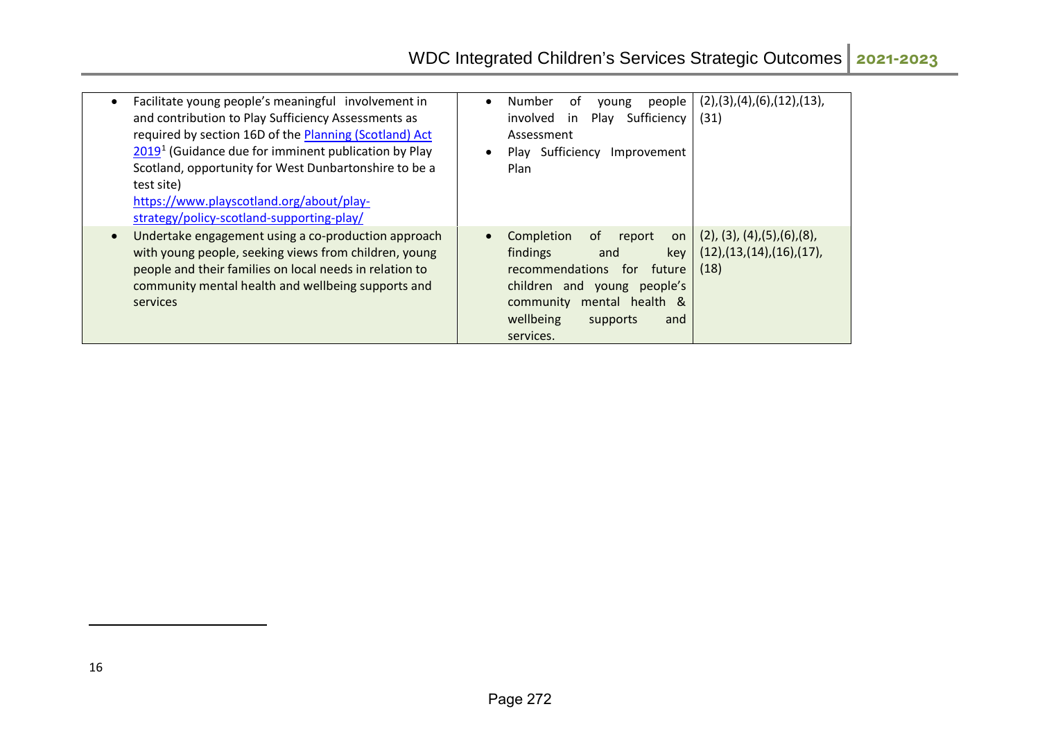| | | |
|---|---|---|
| • Facilitate young people's meaningful involvement in and contribution to Play Sufficiency Assessments as required by section 16D of the [Planning (Scotland) Act 2019][1] (Guidance due for imminent publication by Play Scotland, opportunity for West Dunbartonshire to be a test site) https://www.playscotland.org/about/play-strategy/policy-scotland-supporting-play/ | • Number of young people involved in Play Sufficiency Assessment<br>• Play Sufficiency Improvement Plan | (2),(3),(4),(6),(12),(13), (31) |
| • Undertake engagement using a co-production approach with young people, seeking views from children, young people and their families on local needs in relation to community mental health and wellbeing supports and services | • Completion of report on findings and key recommendations for future children and young people's community mental health & wellbeing supports and services. | (2), (3), (4),(5),(6),(8), (12),(13,(14),(16),(17), (18) |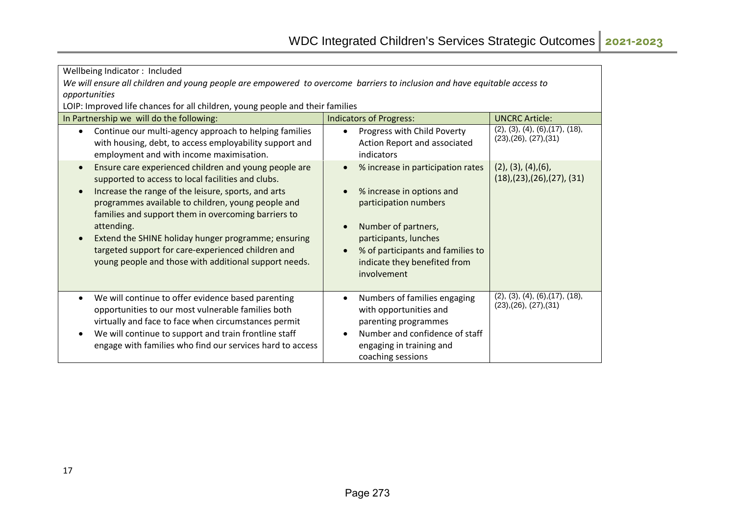Wellbeing Indicator : Included

*We will ensure all children and young people are empowered to overcome barriers to inclusion and have equitable access to opportunities*

LOIP: Improved life chances for all children, young people and their families

| In Partnership we will do the following: | Indicators of Progress: | UNCRC Article: |
|---|---|---|
| • Continue our multi-agency approach to helping families with housing, debt, to access employability support and employment and with income maximisation. | • Progress with Child Poverty Action Report and associated indicators | (2), (3), (4), (6),(17), (18), (23),(26), (27),(31) |
| • Ensure care experienced children and young people are supported to access to local facilities and clubs.<br>• Increase the range of the leisure, sports, and arts programmes available to children, young people and families and support them in overcoming barriers to attending.<br>• Extend the SHINE holiday hunger programme; ensuring targeted support for care-experienced children and young people and those with additional support needs. | • % increase in participation rates<br>• % increase in options and participation numbers<br>• Number of partners, participants, lunches<br>• % of participants and families to indicate they benefited from involvement | (2), (3), (4),(6), (18),(23),(26),(27), (31) |
| • We will continue to offer evidence based parenting opportunities to our most vulnerable families both virtually and face to face when circumstances permit<br>• We will continue to support and train frontline staff engage with families who find our services hard to access | • Numbers of families engaging with opportunities and parenting programmes<br>• Number and confidence of staff engaging in training and coaching sessions | (2), (3), (4), (6),(17), (18), (23),(26), (27),(31) |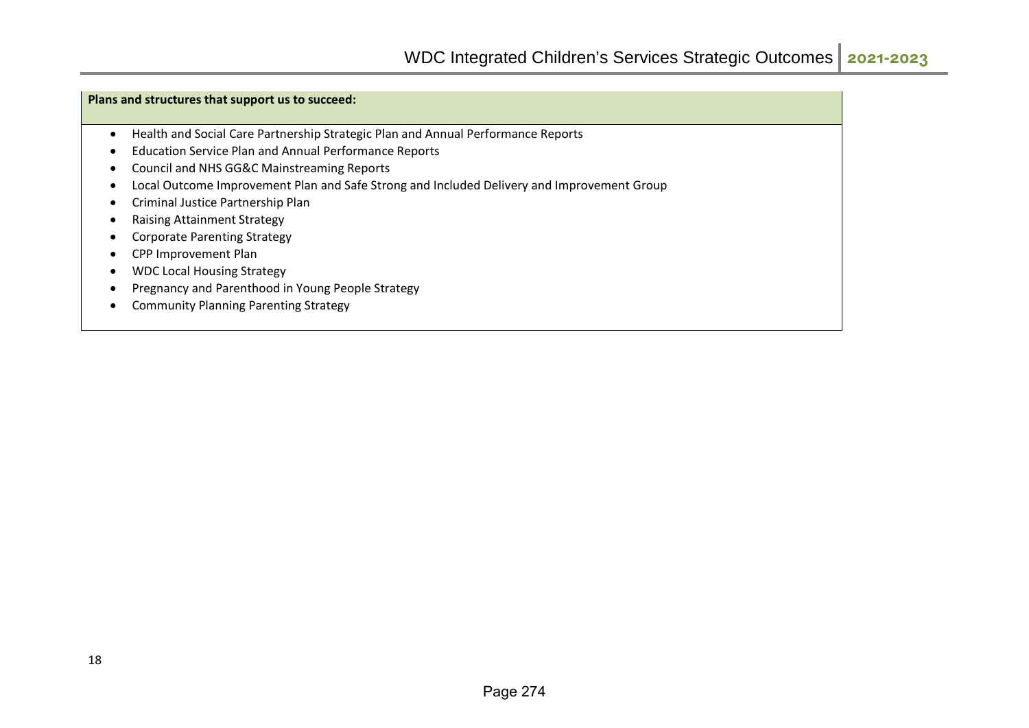**Plans and structures that support us to succeed:**

- Health and Social Care Partnership Strategic Plan and Annual Performance Reports
- Education Service Plan and Annual Performance Reports
- Council and NHS GG&C Mainstreaming Reports
- Local Outcome Improvement Plan and Safe Strong and Included Delivery and Improvement Group
- Criminal Justice Partnership Plan
- Raising Attainment Strategy
- Corporate Parenting Strategy
- CPP Improvement Plan
- WDC Local Housing Strategy
- Pregnancy and Parenthood in Young People Strategy
- Community Planning Parenting Strategy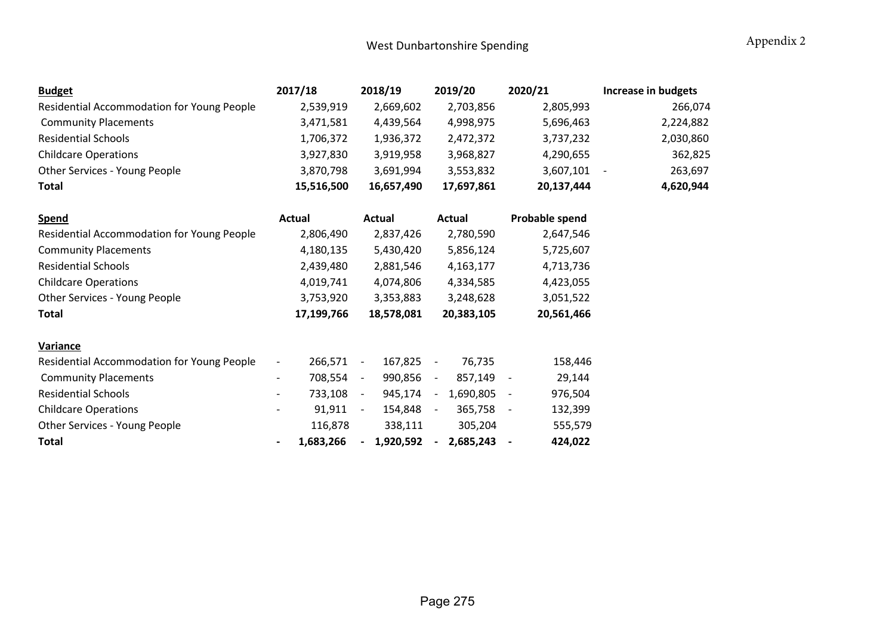Appendix 2

# West Dunbartonshire Spending

| **Budget** | **2017/18** | **2018/19** | **2019/20** | **2020/21** | **Increase in budgets** |
|---|---|---|---|---|---|
| Residential Accommodation for Young People | 2,539,919 | 2,669,602 | 2,703,856 | 2,805,993 | 266,074 |
| Community Placements | 3,471,581 | 4,439,564 | 4,998,975 | 5,696,463 | 2,224,882 |
| Residential Schools | 1,706,372 | 1,936,372 | 2,472,372 | 3,737,232 | 2,030,860 |
| Childcare Operations | 3,927,830 | 3,919,958 | 3,968,827 | 4,290,655 | 362,825 |
| Other Services - Young People | 3,870,798 | 3,691,994 | 3,553,832 | 3,607,101 | - 263,697 |
| **Total** | **15,516,500** | **16,657,490** | **17,697,861** | **20,137,444** | **4,620,944** |
| | | | | | |
| **Spend** | **Actual** | **Actual** | **Actual** | **Probable spend** | |
| Residential Accommodation for Young People | 2,806,490 | 2,837,426 | 2,780,590 | 2,647,546 | |
| Community Placements | 4,180,135 | 5,430,420 | 5,856,124 | 5,725,607 | |
| Residential Schools | 2,439,480 | 2,881,546 | 4,163,177 | 4,713,736 | |
| Childcare Operations | 4,019,741 | 4,074,806 | 4,334,585 | 4,423,055 | |
| Other Services - Young People | 3,753,920 | 3,353,883 | 3,248,628 | 3,051,522 | |
| **Total** | **17,199,766** | **18,578,081** | **20,383,105** | **20,561,466** | |
| | | | | | |
| **Variance** | | | | | |
| Residential Accommodation for Young People | - 266,571 | - 167,825 | - 76,735 | 158,446 | |
| Community Placements | - 708,554 | - 990,856 | - 857,149 | - 29,144 | |
| Residential Schools | - 733,108 | - 945,174 | - 1,690,805 | - 976,504 | |
| Childcare Operations | - 91,911 | - 154,848 | - 365,758 | - 132,399 | |
| Other Services - Young People | 116,878 | 338,111 | 305,204 | 555,579 | |
| **Total** | **- 1,683,266** | **- 1,920,592** | **- 2,685,243** | **- 424,022** | |